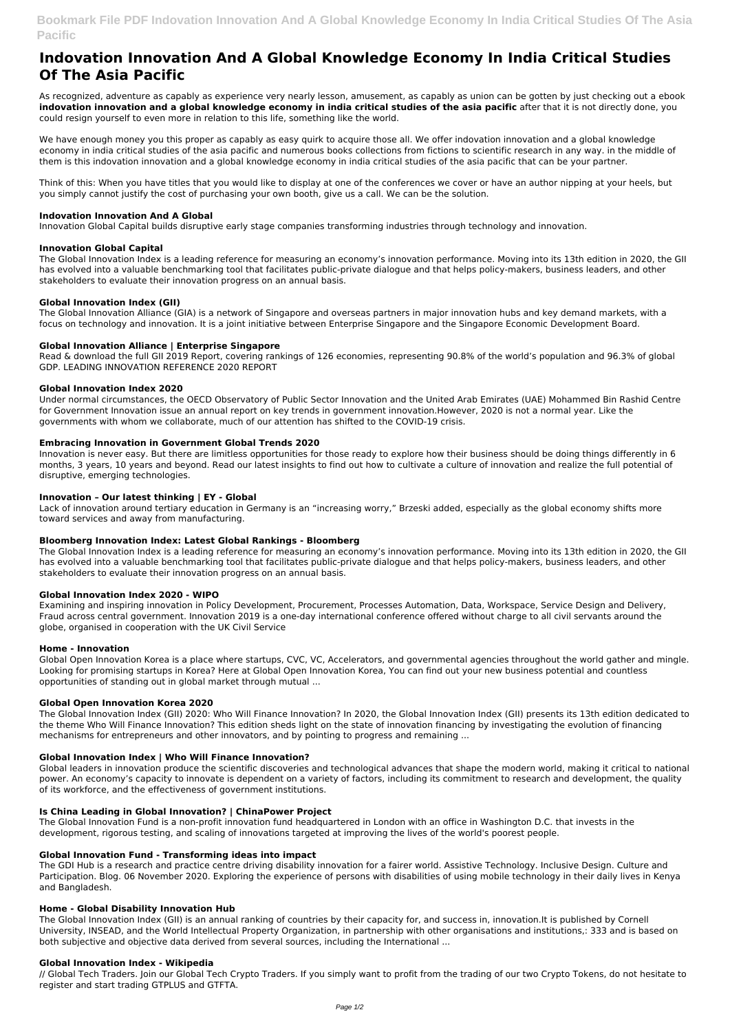# Indovation Innovation And A Global Knowledge Economy In India Critical Studies Of The Asia Pacific

As recognized, adventure as capably as experience very nearly lesson, amusement, as capably as union can be gotten by just checking out a ebook **indovation innovation and a global knowledge economy in india critical studies of the asia pacific** after that it is not directly done, you could resign yourself to even more in relation to this life, something like the world.

We have enough money you this proper as capably as easy quirk to acquire those all. We offer indovation innovation and a global knowledge economy in india critical studies of the asia pacific and numerous books collections from fictions to scientific research in any way. in the middle of them is this indovation innovation and a global knowledge economy in india critical studies of the asia pacific that can be your partner.

Think of this: When you have titles that you would like to display at one of the conferences we cover or have an author nipping at your heels, but you simply cannot justify the cost of purchasing your own booth, give us a call. We can be the solution.

### Indovation Innovation And A Global

Innovation Global Capital builds disruptive early stage companies transforming industries through technology and innovation.

### Innovation Global Capital

The Global Innovation Index is a leading reference for measuring an economy's innovation performance. Moving into its 13th edition in 2020, the GII has evolved into a valuable benchmarking tool that facilitates public-private dialogue and that helps policy-makers, business leaders, and other stakeholders to evaluate their innovation progress on an annual basis.

### Global Innovation Index (GII)

The Global Innovation Alliance (GIA) is a network of Singapore and overseas partners in major innovation hubs and key demand markets, with a focus on technology and innovation. It is a joint initiative between Enterprise Singapore and the Singapore Economic Development Board.

### Global Innovation Alliance | Enterprise Singapore

Read & download the full GII 2019 Report, covering rankings of 126 economies, representing 90.8% of the world's population and 96.3% of global GDP. LEADING INNOVATION REFERENCE 2020 REPORT

### Global Innovation Index 2020

Under normal circumstances, the OECD Observatory of Public Sector Innovation and the United Arab Emirates (UAE) Mohammed Bin Rashid Centre for Government Innovation issue an annual report on key trends in government innovation.However, 2020 is not a normal year. Like the governments with whom we collaborate, much of our attention has shifted to the COVID-19 crisis.

### Embracing Innovation in Government Global Trends 2020

Innovation is never easy. But there are limitless opportunities for those ready to explore how their business should be doing things differently in 6 months, 3 years, 10 years and beyond. Read our latest insights to find out how to cultivate a culture of innovation and realize the full potential of disruptive, emerging technologies.

### Innovation – Our latest thinking | EY - Global

Lack of innovation around tertiary education in Germany is an "increasing worry," Brzeski added, especially as the global economy shifts more toward services and away from manufacturing.

### Bloomberg Innovation Index: Latest Global Rankings - Bloomberg

The Global Innovation Index is a leading reference for measuring an economy's innovation performance. Moving into its 13th edition in 2020, the GII has evolved into a valuable benchmarking tool that facilitates public-private dialogue and that helps policy-makers, business leaders, and other stakeholders to evaluate their innovation progress on an annual basis.

### Global Innovation Index 2020 - WIPO

Examining and inspiring innovation in Policy Development, Procurement, Processes Automation, Data, Workspace, Service Design and Delivery, Fraud across central government. Innovation 2019 is a one-day international conference offered without charge to all civil servants around the globe, organised in cooperation with the UK Civil Service

### Home - Innovation

Global Open Innovation Korea is a place where startups, CVC, VC, Accelerators, and governmental agencies throughout the world gather and mingle. Looking for promising startups in Korea? Here at Global Open Innovation Korea, You can find out your new business potential and countless opportunities of standing out in global market through mutual ...

### Global Open Innovation Korea 2020

The Global Innovation Index (GII) 2020: Who Will Finance Innovation? In 2020, the Global Innovation Index (GII) presents its 13th edition dedicated to the theme Who Will Finance Innovation? This edition sheds light on the state of innovation financing by investigating the evolution of financing mechanisms for entrepreneurs and other innovators, and by pointing to progress and remaining ...

### Global Innovation Index | Who Will Finance Innovation?

Global leaders in innovation produce the scientific discoveries and technological advances that shape the modern world, making it critical to national power. An economy's capacity to innovate is dependent on a variety of factors, including its commitment to research and development, the quality of its workforce, and the effectiveness of government institutions.

### Is China Leading in Global Innovation? | ChinaPower Project

The Global Innovation Fund is a non-profit innovation fund headquartered in London with an office in Washington D.C. that invests in the development, rigorous testing, and scaling of innovations targeted at improving the lives of the world's poorest people.

### Global Innovation Fund - Transforming ideas into impact

The GDI Hub is a research and practice centre driving disability innovation for a fairer world. Assistive Technology. Inclusive Design. Culture and Participation. Blog. 06 November 2020. Exploring the experience of persons with disabilities of using mobile technology in their daily lives in Kenya and Bangladesh.

### Home - Global Disability Innovation Hub

The Global Innovation Index (GII) is an annual ranking of countries by their capacity for, and success in, innovation.It is published by Cornell University, INSEAD, and the World Intellectual Property Organization, in partnership with other organisations and institutions,: 333 and is based on both subjective and objective data derived from several sources, including the International ...

### Global Innovation Index - Wikipedia

// Global Tech Traders. Join our Global Tech Crypto Traders. If you simply want to profit from the trading of our two Crypto Tokens, do not hesitate to register and start trading GTPLUS and GTFTA.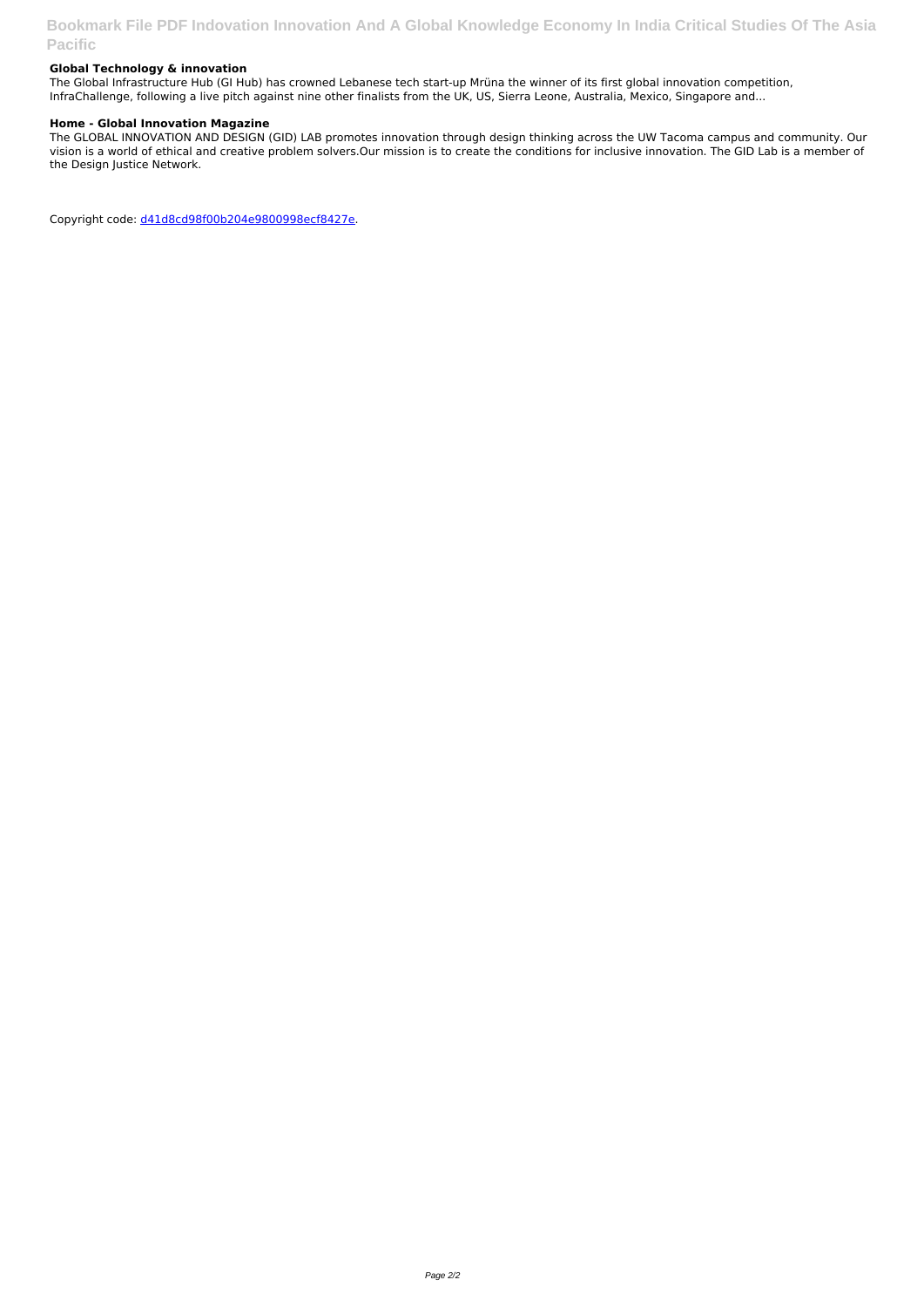### Global Technology & innovation

The Global Infrastructure Hub (GI Hub) has crowned Lebanese tech start-up Mrüna the winner of its first global innovation competition, InfraChallenge, following a live pitch against nine other finalists from the UK, US, Sierra Leone, Australia, Mexico, Singapore and...

### Home - Global Innovation Magazine

The GLOBAL INNOVATION AND DESIGN (GID) LAB promotes innovation through design thinking across the UW Tacoma campus and community. Our vision is a world of ethical and creative problem solvers.Our mission is to create the conditions for inclusive innovation. The GID Lab is a member of the Design Justice Network.

Copyright code: d41d8cd98f00b204e9800998ecf8427e.